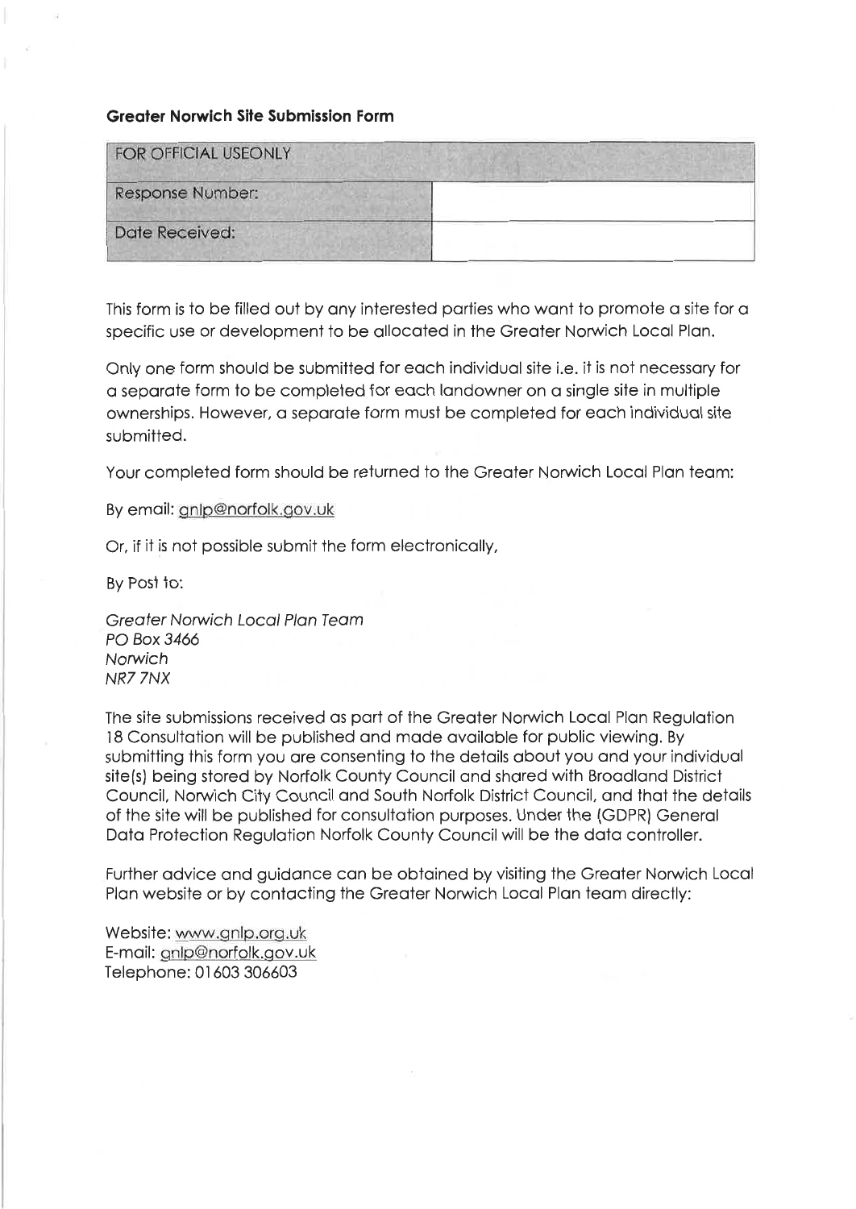**Greater Norwich Site Submission Form**

| FOR OFFICIAL USEONLY | |
|---|---|
| Response Number: | |
| Date Received: | |

This form is to be filled out by any interested parties who want to promote a site for a specific use or development to be allocated in the Greater Norwich Local Plan.

Only one form should be submitted for each individual site i.e. it is not necessary for a separate form to be completed for each landowner on a single site in multiple ownerships. However, a separate form must be completed for each individual site submitted.

Your completed form should be returned to the Greater Norwich Local Plan team:

By email: gnlp@norfolk.gov.uk

Or, if it is not possible submit the form electronically,

By Post to:

*Greater Norwich Local Plan Team*
*PO Box 3466*
*Norwich*
*NR7 7NX*

The site submissions received as part of the Greater Norwich Local Plan Regulation 18 Consultation will be published and made available for public viewing. By submitting this form you are consenting to the details about you and your individual site(s) being stored by Norfolk County Council and shared with Broadland District Council, Norwich City Council and South Norfolk District Council, and that the details of the site will be published for consultation purposes. Under the (GDPR) General Data Protection Regulation Norfolk County Council will be the data controller.

Further advice and guidance can be obtained by visiting the Greater Norwich Local Plan website or by contacting the Greater Norwich Local Plan team directly:

Website: www.gnlp.org.uk
E-mail: gnlp@norfolk.gov.uk
Telephone: 01603 306603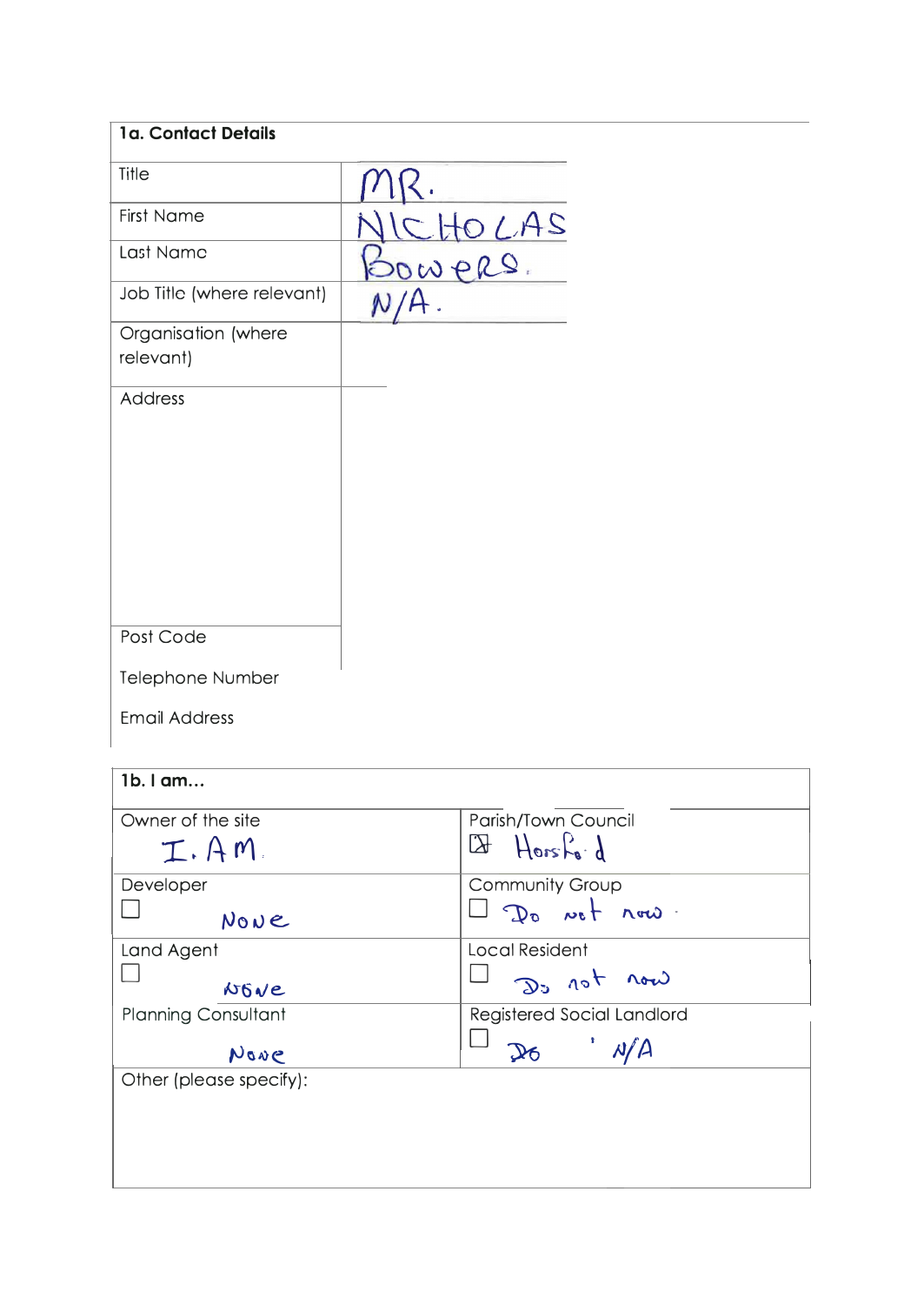## 1a. Contact Details

| | |
|---|---|
| Title | MR. |
| First Name | NICHOLAS |
| Last Name | Bowers. |
| Job Title (where relevant) | N/A. |
| Organisation (where relevant) | |
| Address | |
| Post Code | |
| Telephone Number | |
| Email Address | |

## 1b. I am…

| | |
|---|---|
| Owner of the site<br>I. AM. | Parish/Town Council<br>☒ Horsford |
| Developer<br>☐ None | Community Group<br>☐ Do not now. |
| Land Agent<br>☐ None | Local Resident<br>☐ Do not now |
| Planning Consultant<br>None | Registered Social Landlord<br>☐ Do ' N/A |
| Other (please specify): | |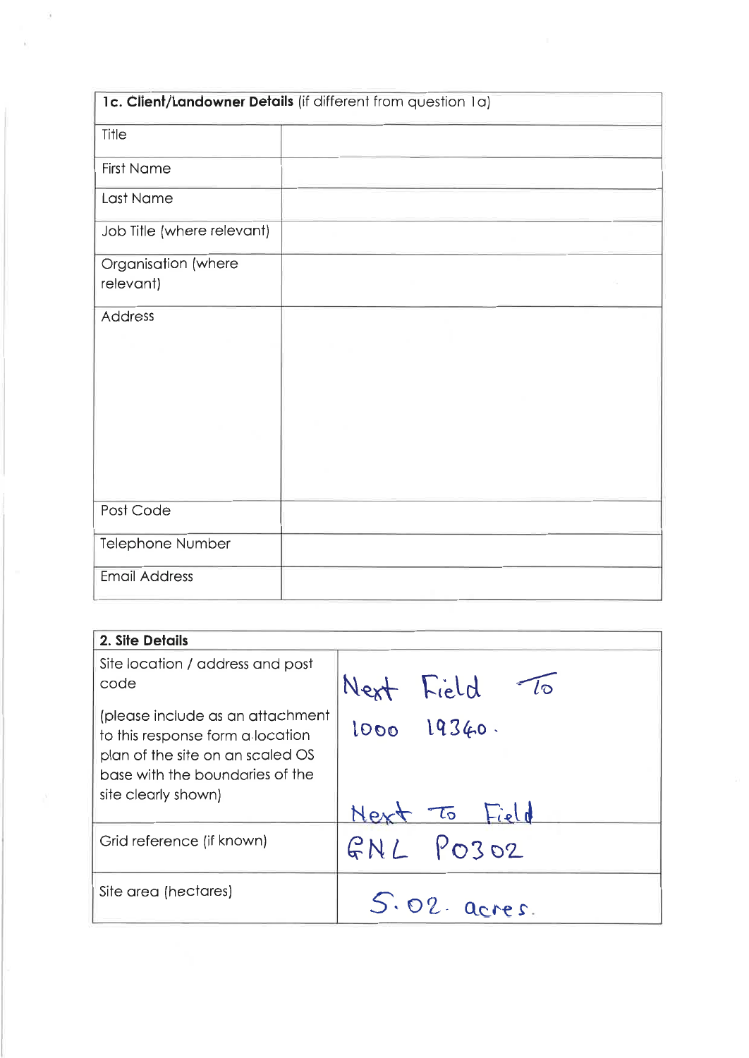| 1c. **Client/Landowner Details** (if different from question 1a) | |
|---|---|
| Title | |
| First Name | |
| Last Name | |
| Job Title (where relevant) | |
| Organisation (where relevant) | |
| Address | |
| Post Code | |
| Telephone Number | |
| Email Address | |

| **2. Site Details** | |
|---|---|
| Site location / address and post code<br><br>(please include as an attachment to this response form a location plan of the site on an scaled OS base with the boundaries of the site clearly shown) | Next Field To<br>1000 19340.<br><br>Next To Field |
| Grid reference (if known) | GNL P0302 |
| Site area (hectares) | 5.02. acres. |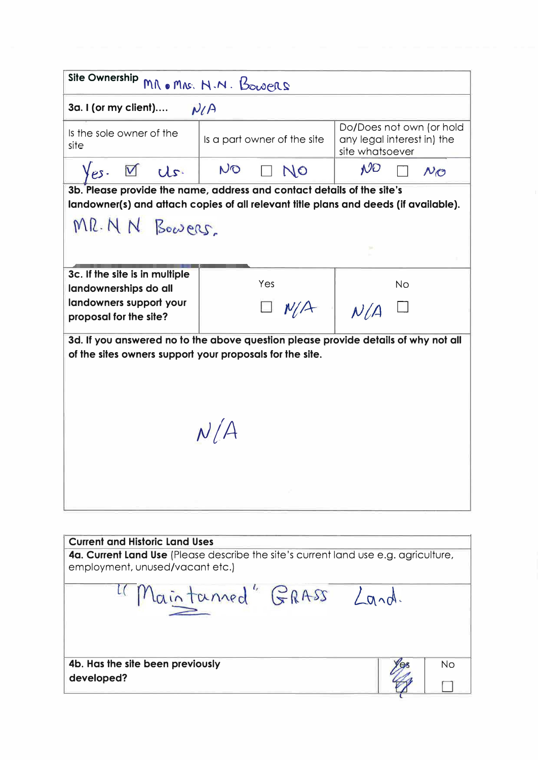| Site Ownership | MR • MRS. N.N. Bowers | |
|---|---|---|
| 3a. I (or my client).... N/A | | |
| Is the sole owner of the site | Is a part owner of the site | Do/Does not own (or hold any legal interest in) the site whatsoever |
| Yes. ☑ Us. | NO ☐ NO | NO ☐ NO |

**3b. Please provide the name, address and contact details of the site's landowner(s) and attach copies of all relevant title plans and deeds (if available).**

MR. N N Bowers.

| 3c. If the site is in multiple landownerships do all landowners support your proposal for the site? | Yes | No |
|---|---|---|
| | ☐ N/A | N/A ☐ |

**3d. If you answered no to the above question please provide details of why not all of the sites owners support your proposals for the site.**

N/A

| Current and Historic Land Uses | | |
|---|---|---|
| **4a. Current Land Use** (Please describe the site's current land use e.g. agriculture, employment, unused/vacant etc.) | | |
| "Maintained" GRASS Land. | | |
| **4b. Has the site been previously developed?** | Yes ☒ | No ☐ |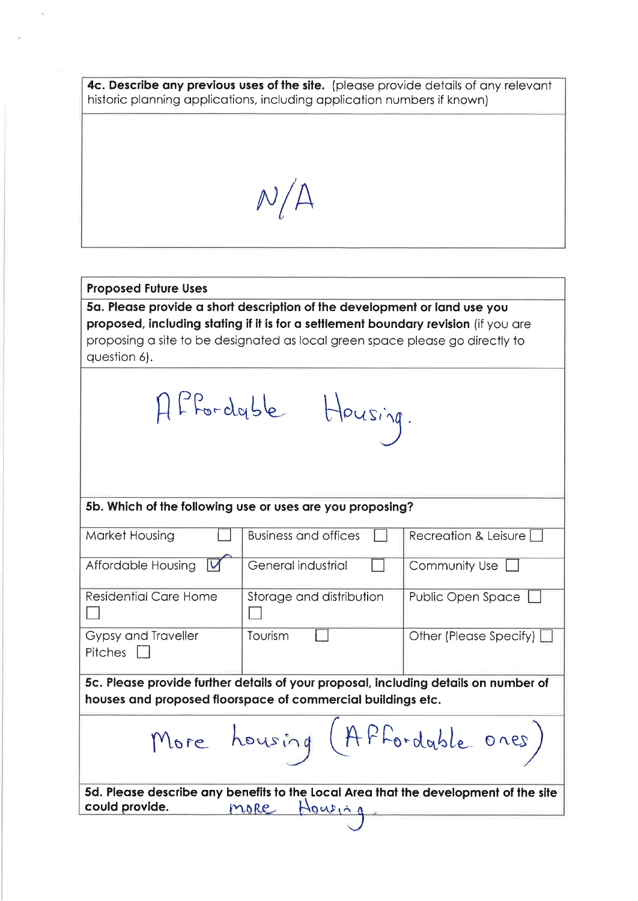**4c. Describe any previous uses of the site.** (please provide details of any relevant historic planning applications, including application numbers if known)

N/A

**Proposed Future Uses**

**5a. Please provide a short description of the development or land use you proposed, including stating if it is for a settlement boundary revision** (if you are proposing a site to be designated as local green space please go directly to question 6).

Affordable Housing.

**5b. Which of the following use or uses are you proposing?**

| | | |
|---|---|---|
| Market Housing ☐ | Business and offices ☐ | Recreation & Leisure ☐ |
| Affordable Housing ☑ | General industrial ☐ | Community Use ☐ |
| Residential Care Home ☐ | Storage and distribution ☐ | Public Open Space ☐ |
| Gypsy and Traveller Pitches ☐ | Tourism ☐ | Other (Please Specify) ☐ |

**5c. Please provide further details of your proposal, including details on number of houses and proposed floorspace of commercial buildings etc.**

More housing (Affordable ones)

**5d. Please describe any benefits to the Local Area that the development of the site could provide.** More Housing.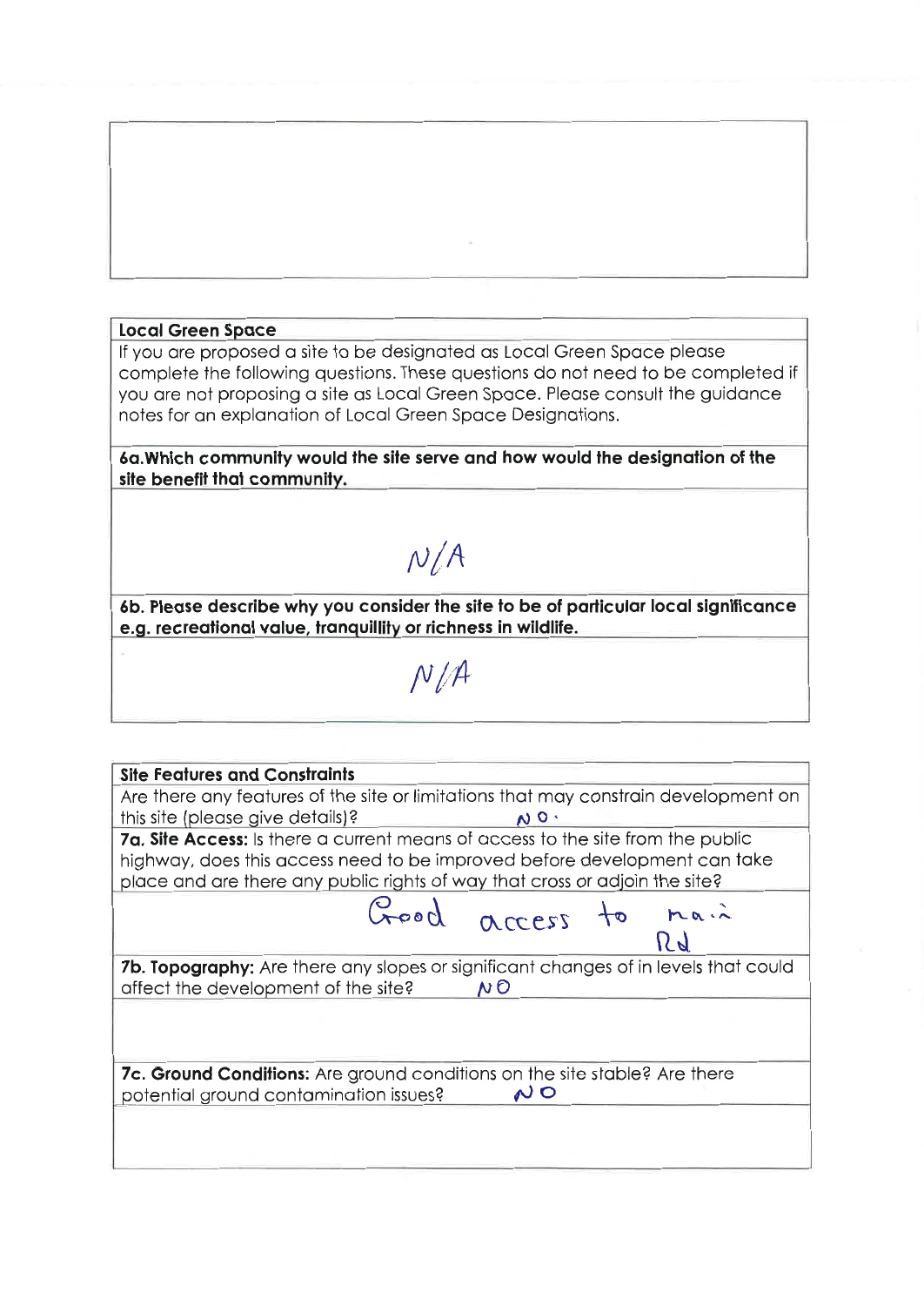**Local Green Space**

If you are proposed a site to be designated as Local Green Space please complete the following questions. These questions do not need to be completed if you are not proposing a site as Local Green Space. Please consult the guidance notes for an explanation of Local Green Space Designations.

**6a.Which community would the site serve and how would the designation of the site benefit that community.**

N/A

**6b. Please describe why you consider the site to be of particular local significance e.g. recreational value, tranquillity or richness in wildlife.**

N/A

**Site Features and Constraints**

Are there any features of the site or limitations that may constrain development on this site (please give details)? NO.

**7a. Site Access:** Is there a current means of access to the site from the public highway, does this access need to be improved before development can take place and are there any public rights of way that cross or adjoin the site?

Good access to main Rd

**7b. Topography:** Are there any slopes or significant changes of in levels that could affect the development of the site? NO

**7c. Ground Conditions:** Are ground conditions on the site stable? Are there potential ground contamination issues? NO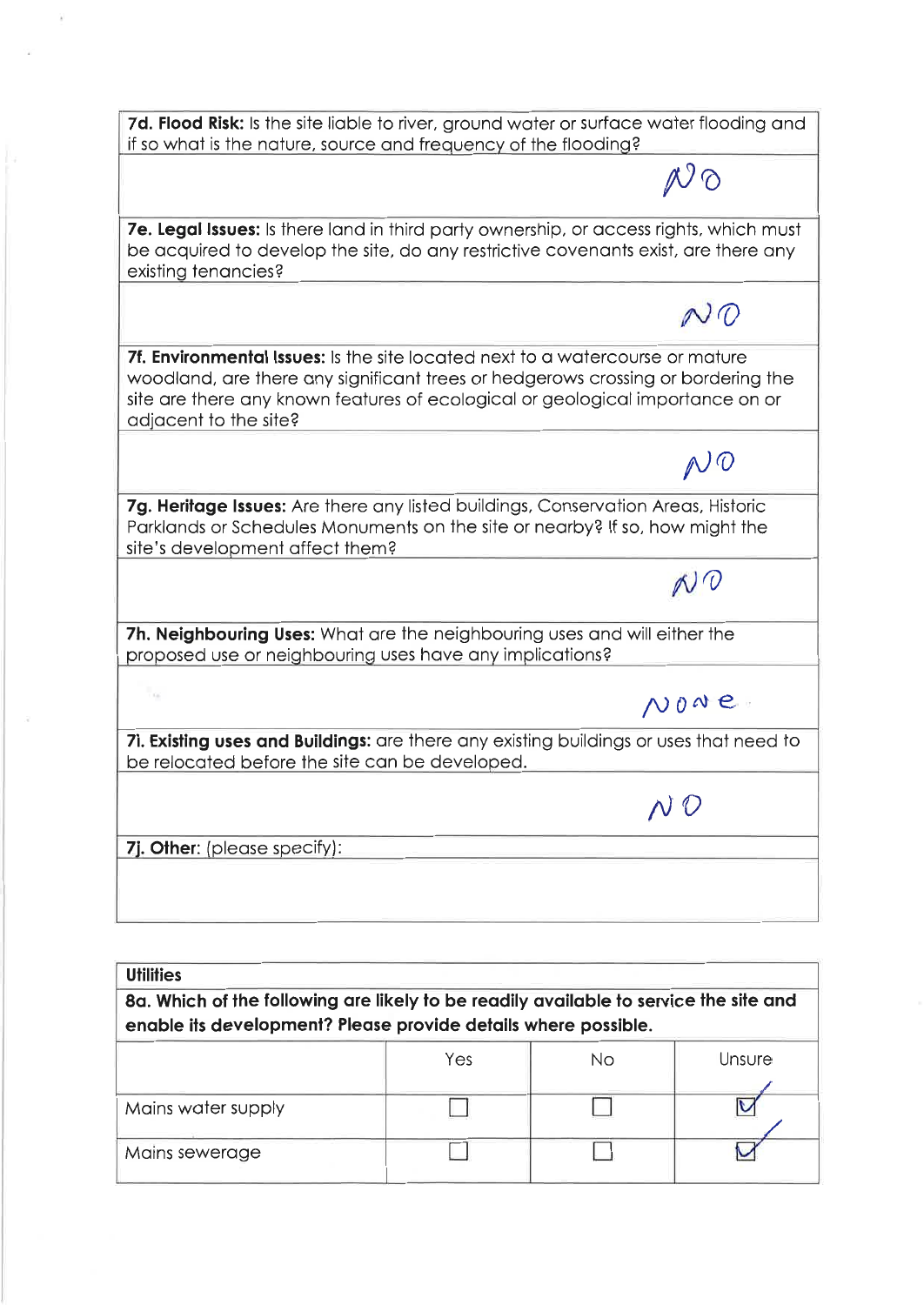**7d. Flood Risk:** Is the site liable to river, ground water or surface water flooding and if so what is the nature, source and frequency of the flooding?

NO

**7e. Legal Issues:** Is there land in third party ownership, or access rights, which must be acquired to develop the site, do any restrictive covenants exist, are there any existing tenancies?

NO

**7f. Environmental Issues:** Is the site located next to a watercourse or mature woodland, are there any significant trees or hedgerows crossing or bordering the site are there any known features of ecological or geological importance on or adjacent to the site?

NO

**7g. Heritage Issues:** Are there any listed buildings, Conservation Areas, Historic Parklands or Schedules Monuments on the site or nearby? If so, how might the site's development affect them?

NO

**7h. Neighbouring Uses:** What are the neighbouring uses and will either the proposed use or neighbouring uses have any implications?

None

**7i. Existing uses and Buildings:** are there any existing buildings or uses that need to be relocated before the site can be developed.

NO

**7j. Other:** (please specify):

**Utilities**

**8a. Which of the following are likely to be readily available to service the site and enable its development? Please provide details where possible.**

| | Yes | No | Unsure |
|---|---|---|---|
| Mains water supply | ☐ | ☐ | ☑ |
| Mains sewerage | ☐ | ☐ | ☑ |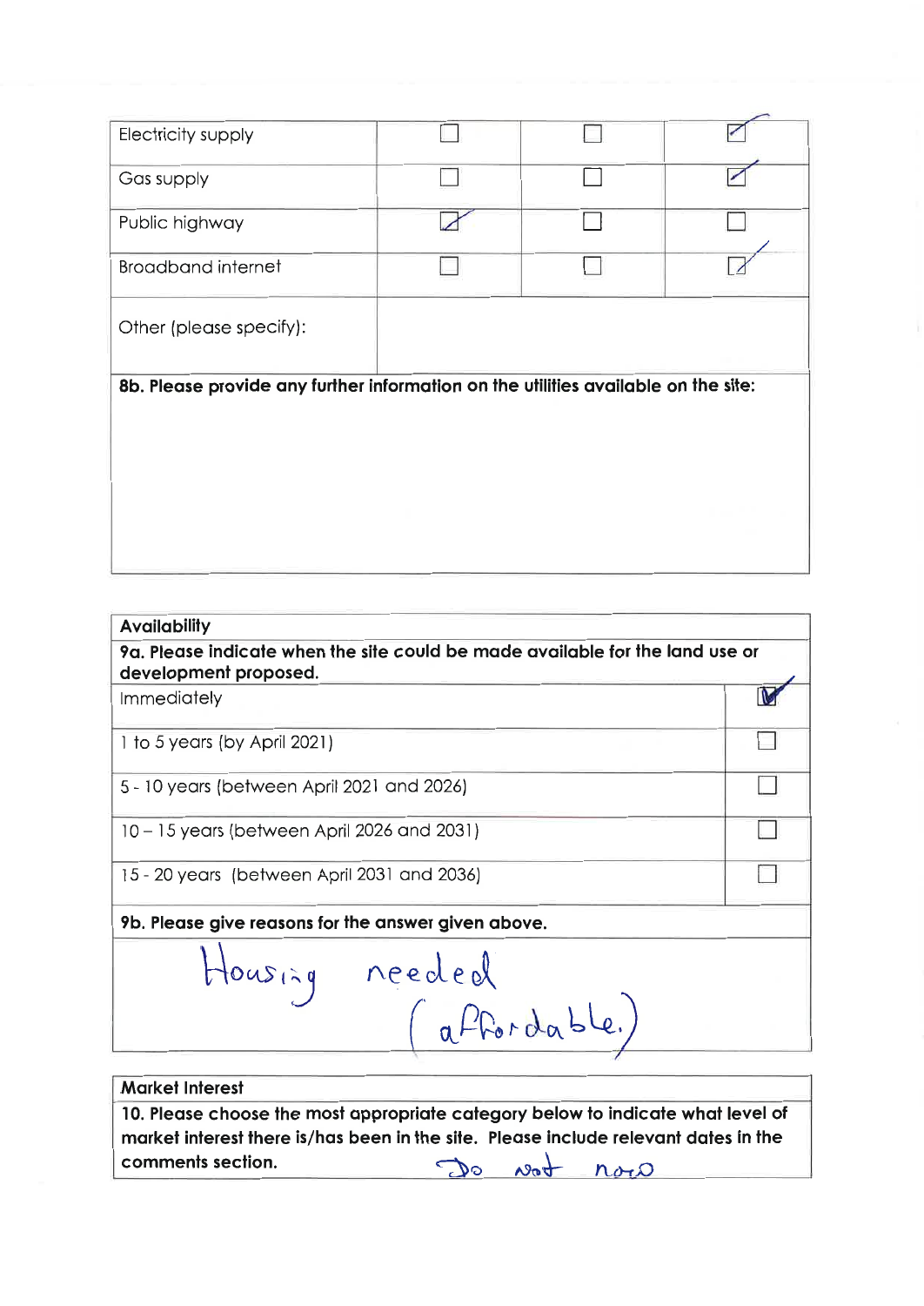| | | | |
|---|---|---|---|
| Electricity supply | ☐ | ☐ | ☑ |
| Gas supply | ☐ | ☐ | ☑ |
| Public highway | ☑ | ☐ | ☐ |
| Broadband internet | ☐ | ☐ | ☑ |
| Other (please specify): | | | |

**8b. Please provide any further information on the utilities available on the site:**

| **Availability** | |
|---|---|
| **9a. Please indicate when the site could be made available for the land use or development proposed.** | |
| Immediately | ☑ |
| 1 to 5 years (by April 2021) | ☐ |
| 5 - 10 years (between April 2021 and 2026) | ☐ |
| 10 – 15 years (between April 2026 and 2031) | ☐ |
| 15 - 20 years (between April 2031 and 2036) | ☐ |

**9b. Please give reasons for the answer given above.**

Housing needed (affordable)

**Market Interest**

**10. Please choose the most appropriate category below to indicate what level of market interest there is/has been in the site. Please include relevant dates in the comments section.** Do not know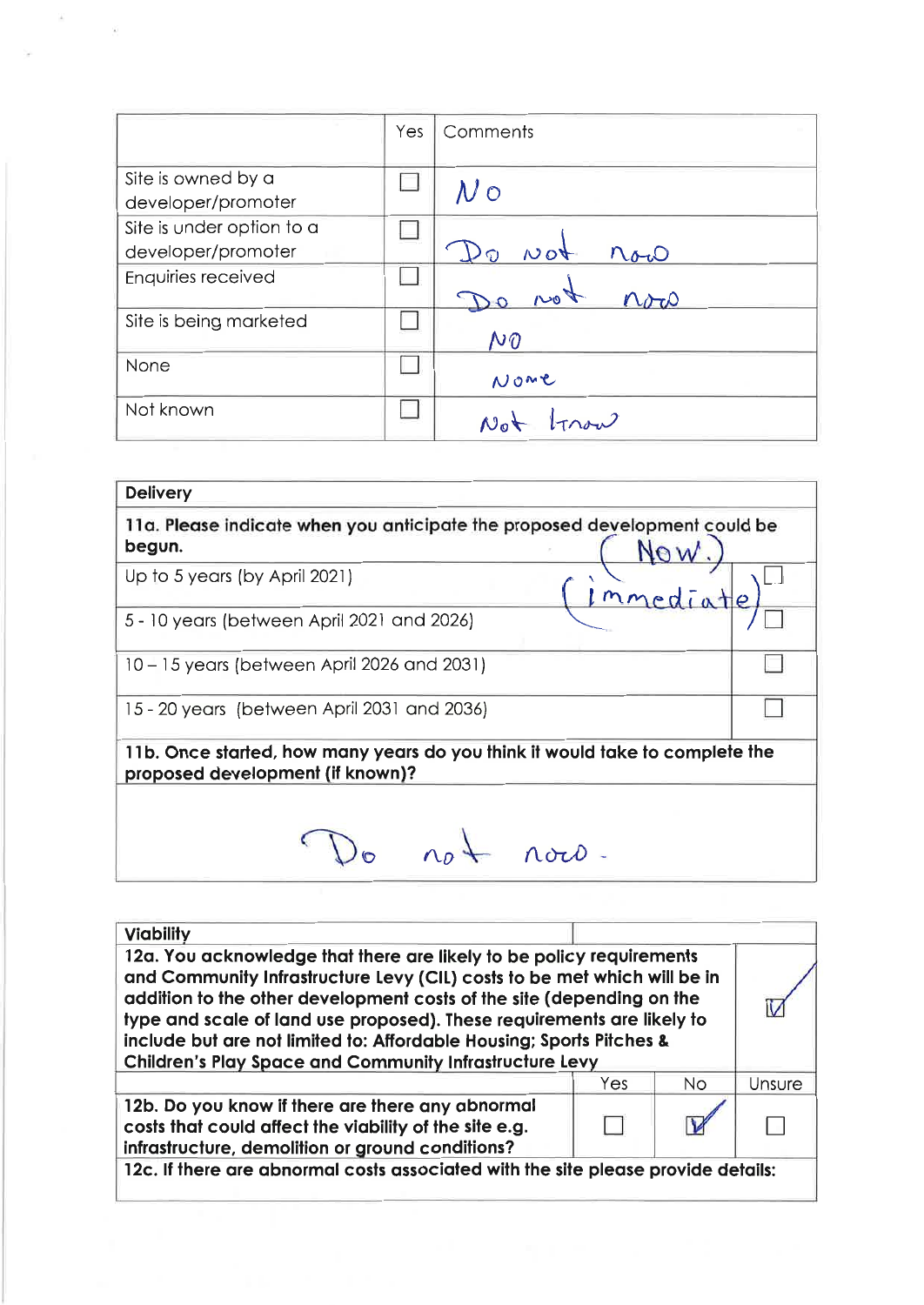| | Yes | Comments |
|---|---|---|
| Site is owned by a developer/promoter | ☐ | No |
| Site is under option to a developer/promoter | ☐ | Do not now |
| Enquiries received | ☐ | Do not now |
| Site is being marketed | ☐ | NO |
| None | ☐ | None |
| Not known | ☐ | Not know |

| **Delivery** | |
|---|---|
| **11a. Please indicate when you anticipate the proposed development could be begun.** (Now.) | |
| Up to 5 years (by April 2021) (immediate) | ☐ |
| 5 - 10 years (between April 2021 and 2026) | ☐ |
| 10 – 15 years (between April 2026 and 2031) | ☐ |
| 15 - 20 years (between April 2031 and 2036) | ☐ |
| **11b. Once started, how many years do you think it would take to complete the proposed development (if known)?** | |
| Do not now. | |

| **Viability** | | | |
|---|---|---|---|
| **12a. You acknowledge that there are likely to be policy requirements and Community Infrastructure Levy (CIL) costs to be met which will be in addition to the other development costs of the site (depending on the type and scale of land use proposed). These requirements are likely to include but are not limited to: Affordable Housing; Sports Pitches & Children's Play Space and Community Infrastructure Levy** | | | ☑ |
| | Yes | No | Unsure |
| **12b. Do you know if there are there any abnormal costs that could affect the viability of the site e.g. infrastructure, demolition or ground conditions?** | ☐ | ☑ | ☐ |
| **12c. If there are abnormal costs associated with the site please provide details:** | | | |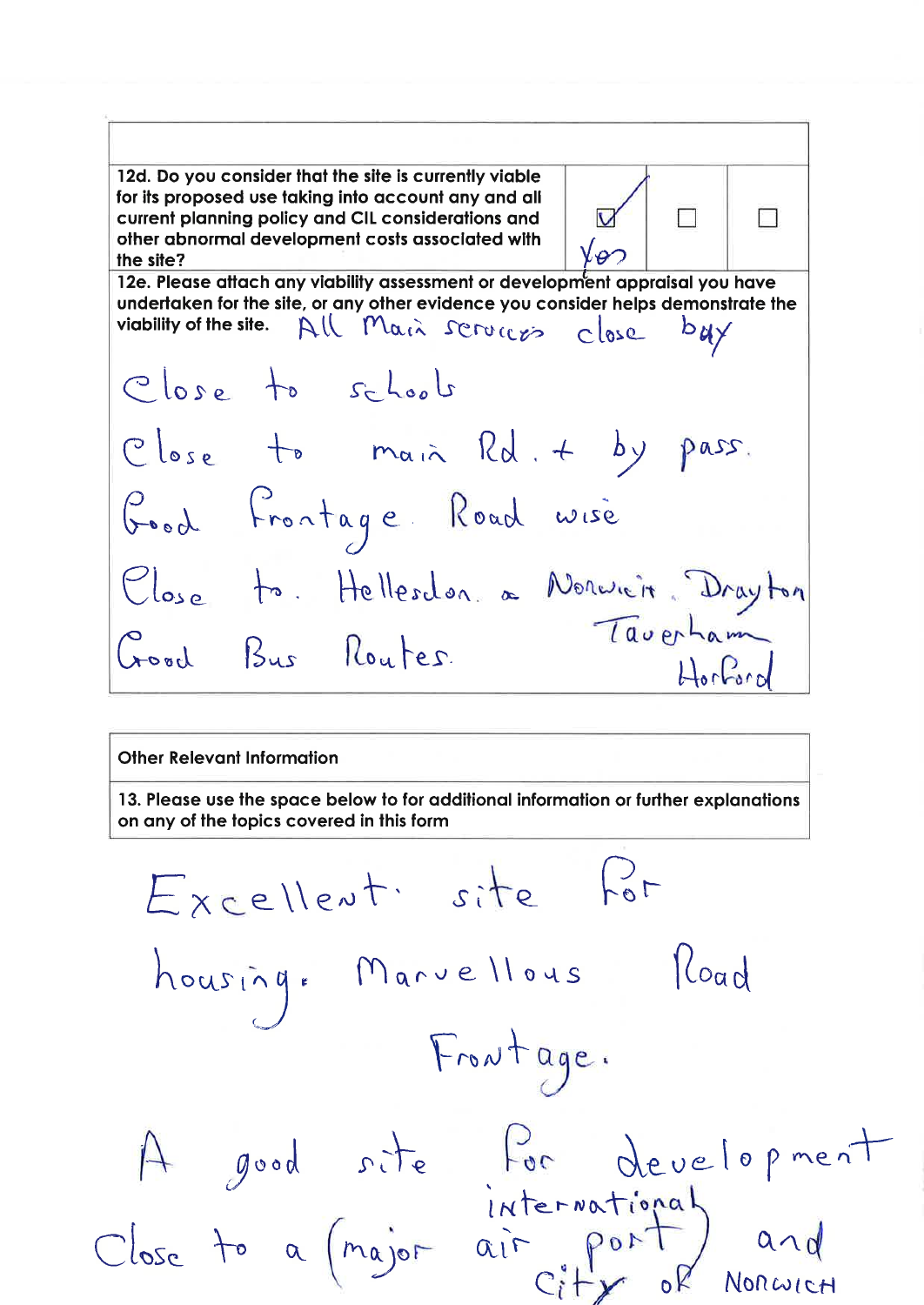| | | | |
|---|---|---|---|
| 12d. Do you consider that the site is currently viable for its proposed use taking into account any and all current planning policy and CIL considerations and other abnormal development costs associated with the site? | ☑ Yes | ☐ | ☐ |
| 12e. Please attach any viability assessment or development appraisal you have undertaken for the site, or any other evidence you consider helps demonstrate the viability of the site. All Main services close by<br>Close to schools<br>Close to main Rd. + by pass.<br>Good Frontage Road wise<br>Close to. Hellesdon & Norwich. Drayton Taverham Horford<br>Good Bus Routes. | | | |

| Other Relevant Information |
|---|
| 13. Please use the space below to for additional information or further explanations on any of the topics covered in this form |

Excellent site for housing. Marvellous Road Frontage.

A good site for development Close to a (major international air port) and City of Norwich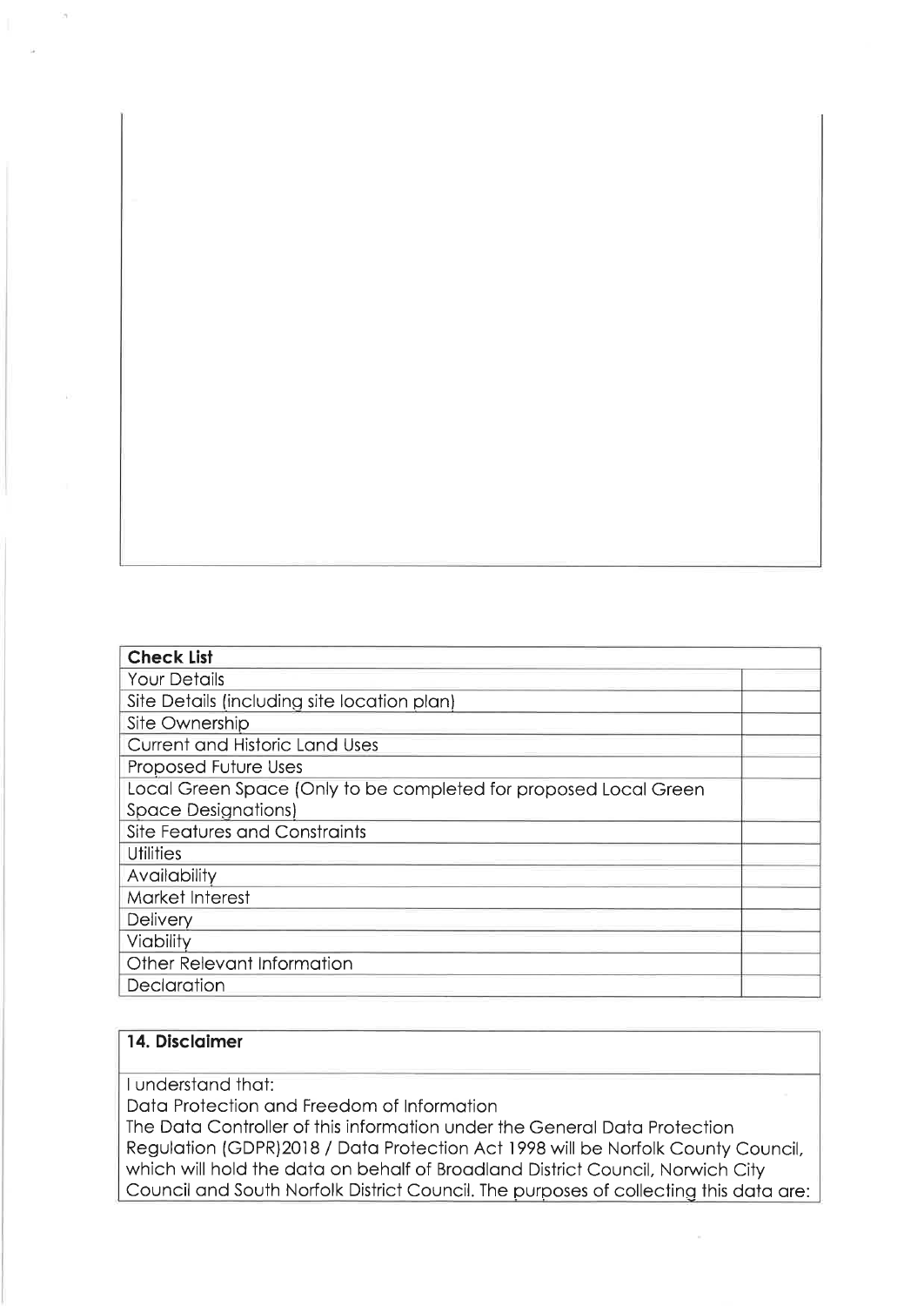| **Check List** | |
|---|---|
| Your Details | |
| Site Details (including site location plan) | |
| Site Ownership | |
| Current and Historic Land Uses | |
| Proposed Future Uses | |
| Local Green Space (Only to be completed for proposed Local Green Space Designations) | |
| Site Features and Constraints | |
| Utilities | |
| Availability | |
| Market Interest | |
| Delivery | |
| Viability | |
| Other Relevant Information | |
| Declaration | |

**14. Disclaimer**

I understand that:

Data Protection and Freedom of Information

The Data Controller of this information under the General Data Protection Regulation (GDPR)2018 / Data Protection Act 1998 will be Norfolk County Council, which will hold the data on behalf of Broadland District Council, Norwich City Council and South Norfolk District Council. The purposes of collecting this data are: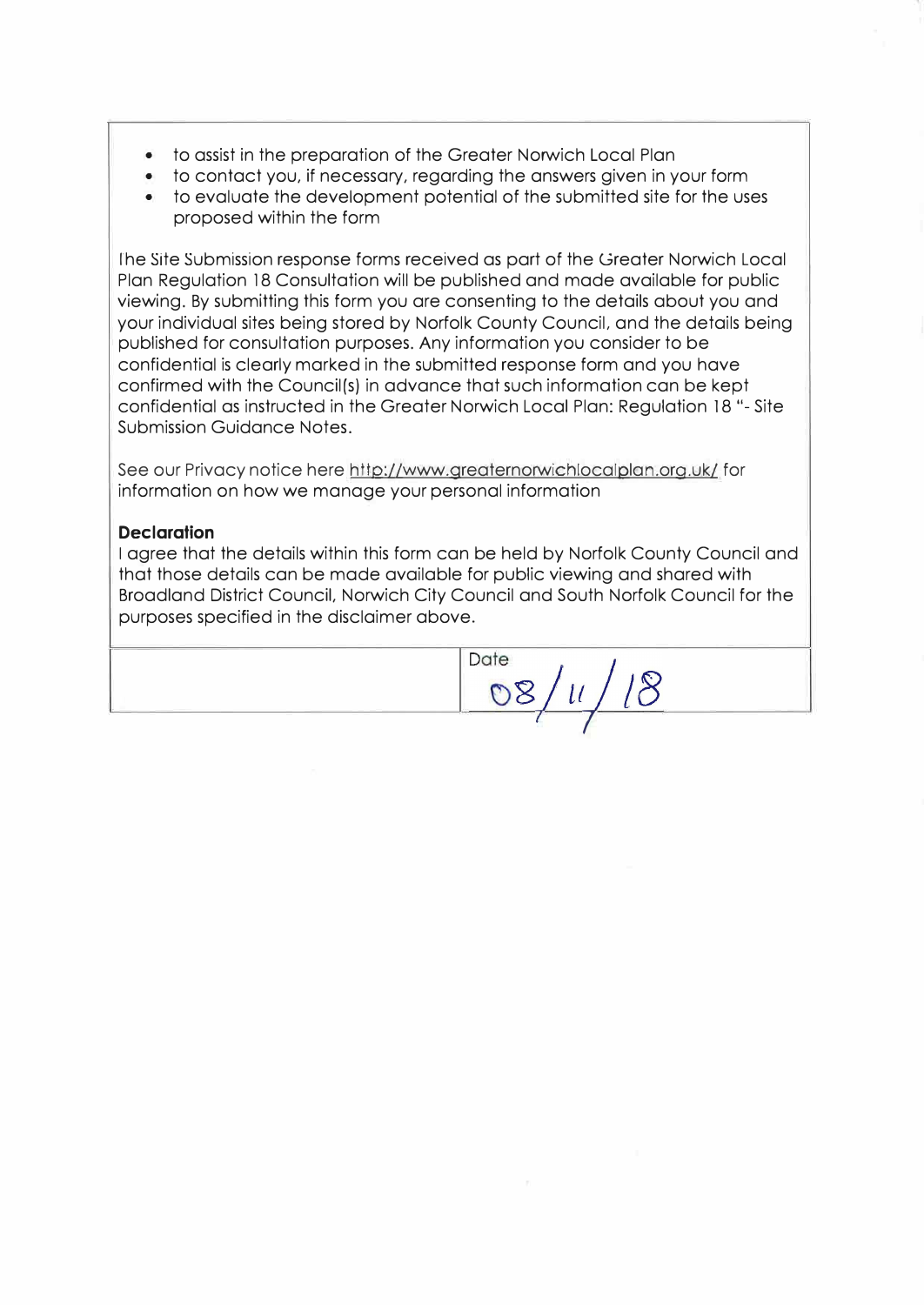- to assist in the preparation of the Greater Norwich Local Plan
- to contact you, if necessary, regarding the answers given in your form
- to evaluate the development potential of the submitted site for the uses proposed within the form

The Site Submission response forms received as part of the Greater Norwich Local Plan Regulation 18 Consultation will be published and made available for public viewing. By submitting this form you are consenting to the details about you and your individual sites being stored by Norfolk County Council, and the details being published for consultation purposes. Any information you consider to be confidential is clearly marked in the submitted response form and you have confirmed with the Council(s) in advance that such information can be kept confidential as instructed in the Greater Norwich Local Plan: Regulation 18 "- Site Submission Guidance Notes.

See our Privacy notice here http://www.greaternorwichlocalplan.org.uk/ for information on how we manage your personal information

**Declaration**

I agree that the details within this form can be held by Norfolk County Council and that those details can be made available for public viewing and shared with Broadland District Council, Norwich City Council and South Norfolk Council for the purposes specified in the disclaimer above.

| | |
|---|---|
| | Date 08/11/18 |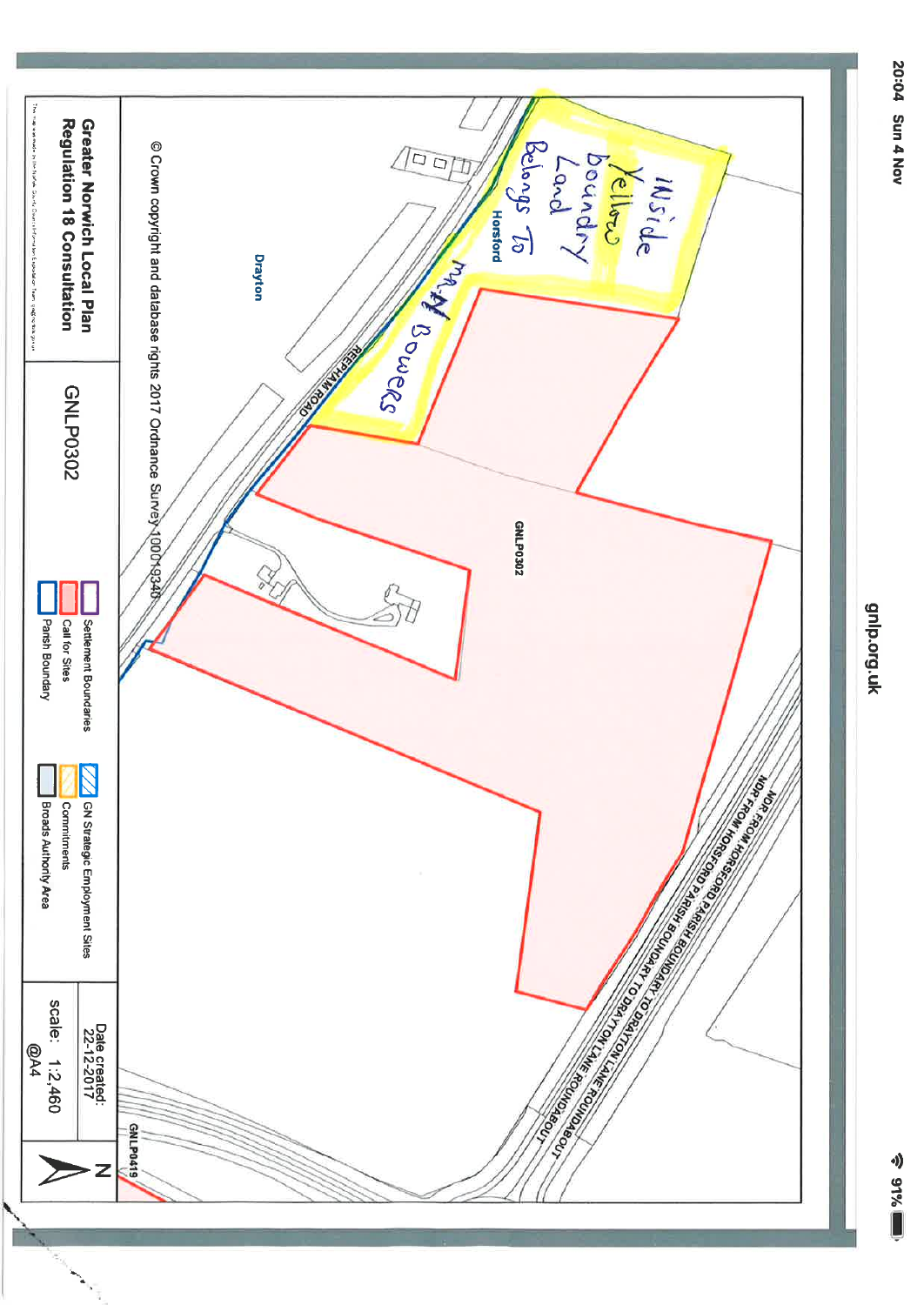20:04 Sun 4 Nov

gnlp.org.uk

91%

Inside Yellow boundry Land Belongs To Mr M Bowers

Horsford

Drayton

REEPHAM ROAD

GNLP0302

NDR FROM HORSFORD PARISH BOUNDARY TO DRAYTON LANE ROUNDABOUT

© Crown copyright and database rights 2017 Ordnance Survey 100019340

GNLP0419

**Greater Norwich Local Plan Regulation 18 Consultation**

GNLP0302

Settlement Boundaries

Call for Sites

Parish Boundary

GN Strategic Employment Sites

Commitments

Broads Authority Area

Date created: 22-12-2017

scale: 1:2,460 @A4

N